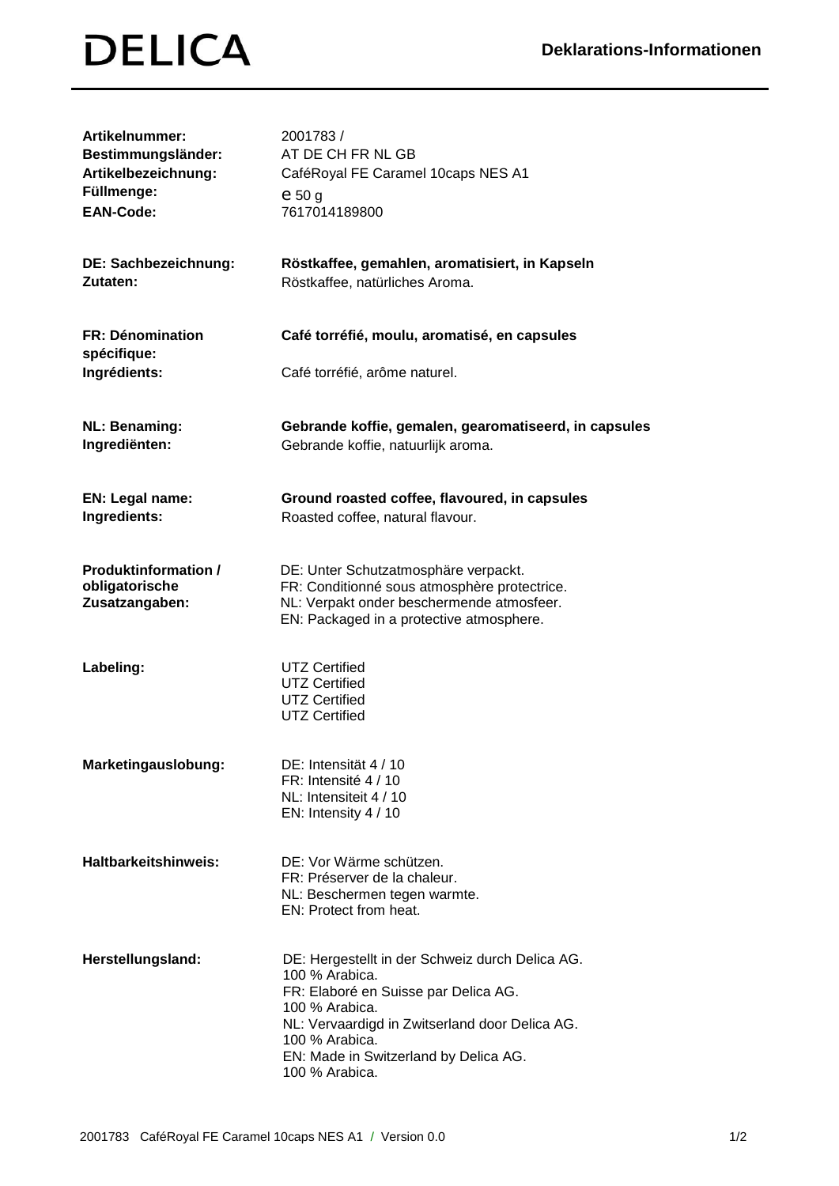# DELICA

## Deklarations-Informationen

| | |
|---|---|
| **Artikelnummer:** | 2001783 / |
| **Bestimmungsländer:** | AT DE CH FR NL GB |
| **Artikelbezeichnung:** | CaféRoyal FE Caramel 10caps NES A1 |
| **Füllmenge:** | e 50 g |
| **EAN-Code:** | 7617014189800 |

| | |
|---|---|
| **DE: Sachbezeichnung:** | **Röstkaffee, gemahlen, aromatisiert, in Kapseln** |
| **Zutaten:** | Röstkaffee, natürliches Aroma. |

| | |
|---|---|
| **FR: Dénomination spécifique:** | **Café torréfié, moulu, aromatisé, en capsules** |
| **Ingrédients:** | Café torréfié, arôme naturel. |

| | |
|---|---|
| **NL: Benaming:** | **Gebrande koffie, gemalen, gearomatiseerd, in capsules** |
| **Ingrediënten:** | Gebrande koffie, natuurlijk aroma. |

| | |
|---|---|
| **EN: Legal name:** | **Ground roasted coffee, flavoured, in capsules** |
| **Ingredients:** | Roasted coffee, natural flavour. |

**Produktinformation / obligatorische Zusatzangaben:**

DE: Unter Schutzatmosphäre verpackt.
FR: Conditionné sous atmosphère protectrice.
NL: Verpakt onder beschermende atmosfeer.
EN: Packaged in a protective atmosphere.

**Labeling:**

UTZ Certified
UTZ Certified
UTZ Certified
UTZ Certified

**Marketingauslobung:**

DE: Intensität 4 / 10
FR: Intensité 4 / 10
NL: Intensiteit 4 / 10
EN: Intensity 4 / 10

**Haltbarkeitshinweis:**

DE: Vor Wärme schützen.
FR: Préserver de la chaleur.
NL: Beschermen tegen warmte.
EN: Protect from heat.

**Herstellungsland:**

DE: Hergestellt in der Schweiz durch Delica AG.
100 % Arabica.
FR: Elaboré en Suisse par Delica AG.
100 % Arabica.
NL: Vervaardigd in Zwitserland door Delica AG.
100 % Arabica.
EN: Made in Switzerland by Delica AG.
100 % Arabica.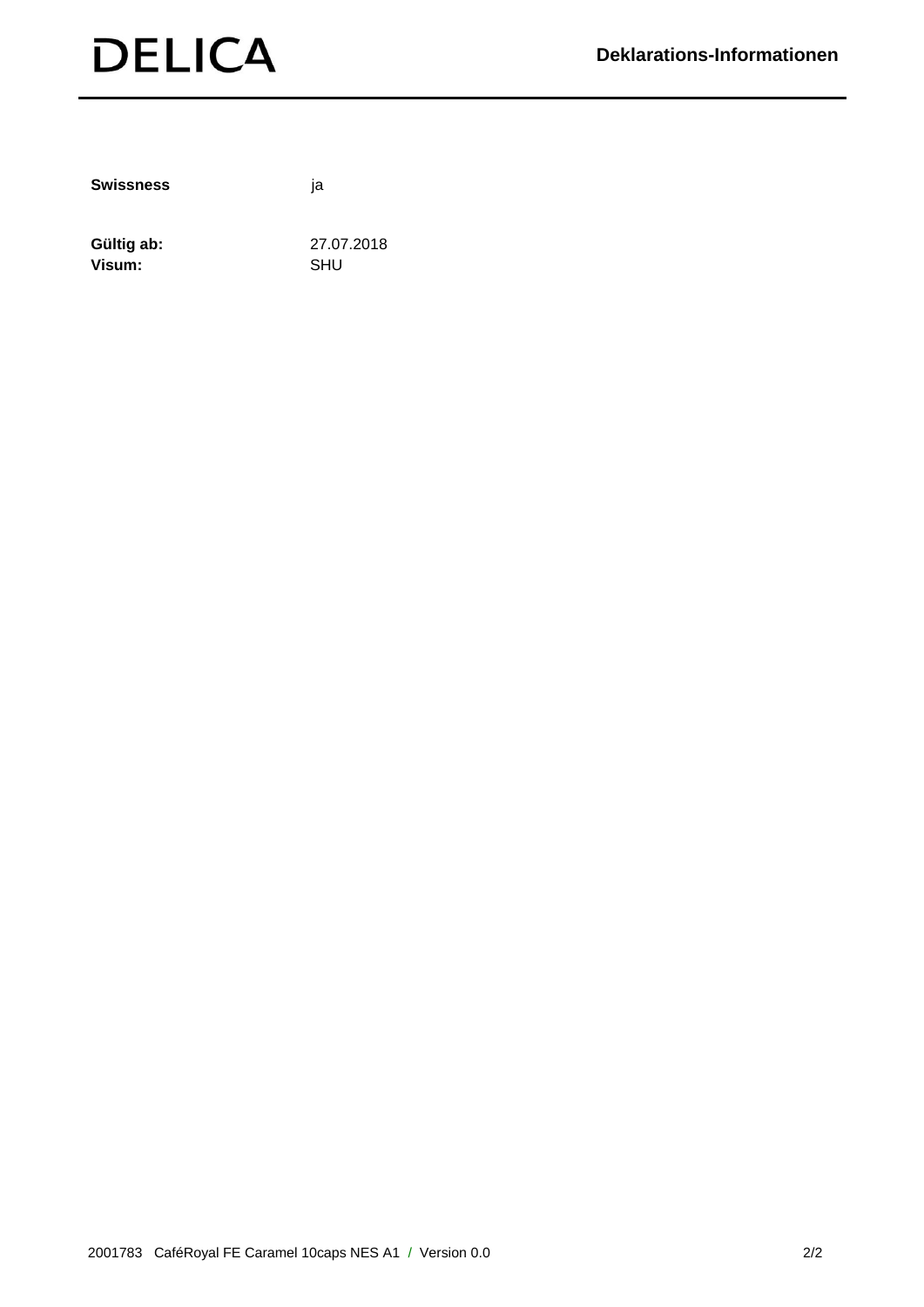| | |
|---|---|
| **Swissness** | ja |
| **Gültig ab:** | 27.07.2018 |
| **Visum:** | SHU |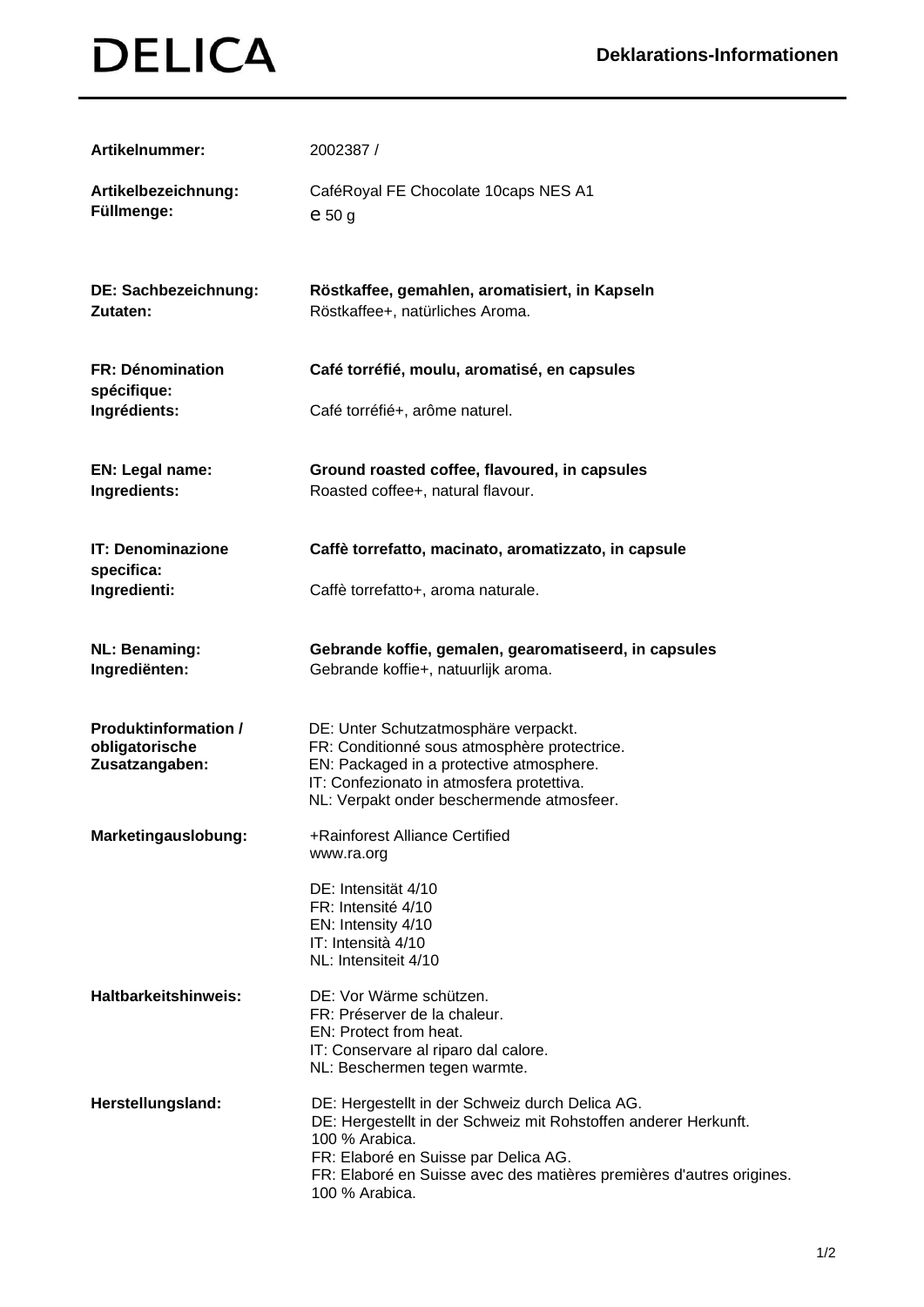**DELICA**

## Deklarations-Informationen

| | |
|---|---|
| **Artikelnummer:** | 2002387 / |
| **Artikelbezeichnung:** | CaféRoyal FE Chocolate 10caps NES A1 |
| **Füllmenge:** | ℮ 50 g |
| **DE: Sachbezeichnung:** | **Röstkaffee, gemahlen, aromatisiert, in Kapseln** |
| **Zutaten:** | Röstkaffee+, natürliches Aroma. |
| **FR: Dénomination spécifique:** | **Café torréfié, moulu, aromatisé, en capsules** |
| **Ingrédients:** | Café torréfié+, arôme naturel. |
| **EN: Legal name:** | **Ground roasted coffee, flavoured, in capsules** |
| **Ingredients:** | Roasted coffee+, natural flavour. |
| **IT: Denominazione specifica:** | **Caffè torrefatto, macinato, aromatizzato, in capsule** |
| **Ingredienti:** | Caffè torrefatto+, aroma naturale. |
| **NL: Benaming:** | **Gebrande koffie, gemalen, gearomatiseerd, in capsules** |
| **Ingrediënten:** | Gebrande koffie+, natuurlijk aroma. |
| **Produktinformation / obligatorische Zusatzangaben:** | DE: Unter Schutzatmosphäre verpackt.<br>FR: Conditionné sous atmosphère protectrice.<br>EN: Packaged in a protective atmosphere.<br>IT: Confezionato in atmosfera protettiva.<br>NL: Verpakt onder beschermende atmosfeer. |
| **Marketingauslobung:** | +Rainforest Alliance Certified<br>www.ra.org<br><br>DE: Intensität 4/10<br>FR: Intensité 4/10<br>EN: Intensity 4/10<br>IT: Intensità 4/10<br>NL: Intensiteit 4/10 |
| **Haltbarkeitshinweis:** | DE: Vor Wärme schützen.<br>FR: Préserver de la chaleur.<br>EN: Protect from heat.<br>IT: Conservare al riparo dal calore.<br>NL: Beschermen tegen warmte. |
| **Herstellungsland:** | DE: Hergestellt in der Schweiz durch Delica AG.<br>DE: Hergestellt in der Schweiz mit Rohstoffen anderer Herkunft.<br>100 % Arabica.<br>FR: Elaboré en Suisse par Delica AG.<br>FR: Elaboré en Suisse avec des matières premières d'autres origines.<br>100 % Arabica. |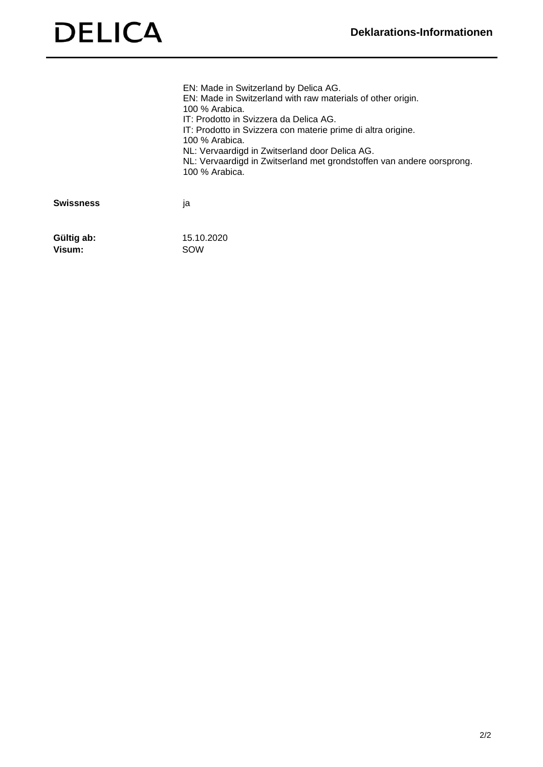EN: Made in Switzerland by Delica AG.
EN: Made in Switzerland with raw materials of other origin.
100 % Arabica.
IT: Prodotto in Svizzera da Delica AG.
IT: Prodotto in Svizzera con materie prime di altra origine.
100 % Arabica.
NL: Vervaardigd in Zwitserland door Delica AG.
NL: Vervaardigd in Zwitserland met grondstoffen van andere oorsprong.
100 % Arabica.

**Swissness** ja

**Gültig ab:** 15.10.2020
**Visum:** SOW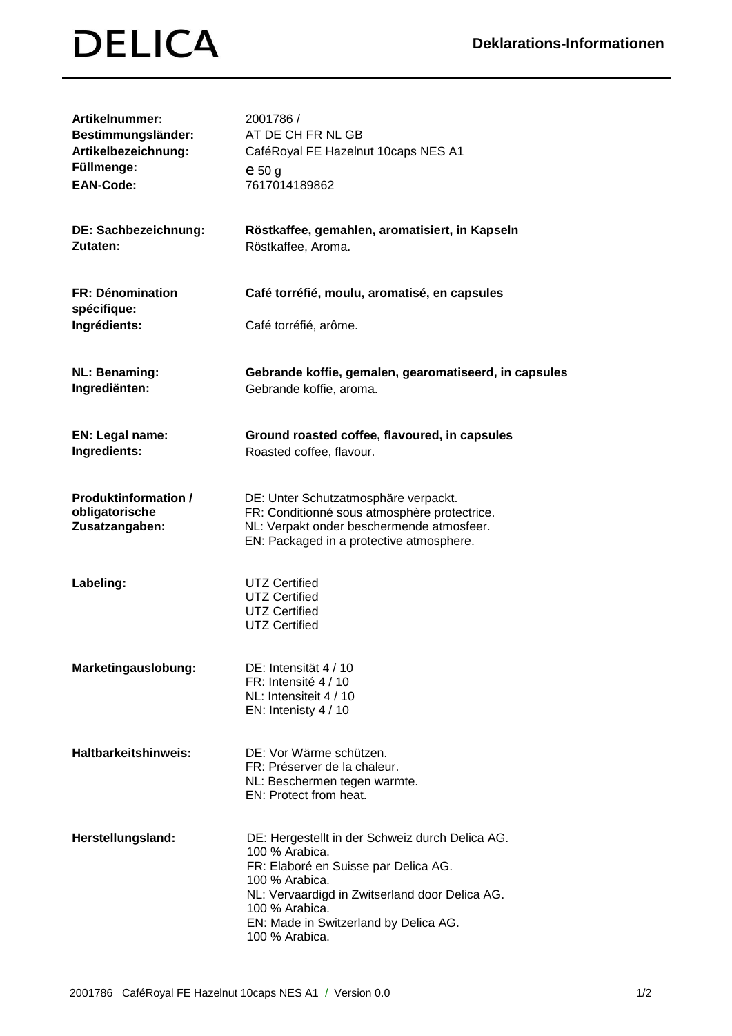# DELICA

## Deklarations-Informationen

| | |
|---|---|
| **Artikelnummer:** | 2001786 / |
| **Bestimmungsländer:** | AT DE CH FR NL GB |
| **Artikelbezeichnung:** | CaféRoyal FE Hazelnut 10caps NES A1 |
| **Füllmenge:** | ℮ 50 g |
| **EAN-Code:** | 7617014189862 |

**DE: Sachbezeichnung:** **Röstkaffee, gemahlen, aromatisiert, in Kapseln**
**Zutaten:** Röstkaffee, Aroma.

**FR: Dénomination spécifique:** **Café torréfié, moulu, aromatisé, en capsules**
**Ingrédients:** Café torréfié, arôme.

**NL: Benaming:** **Gebrande koffie, gemalen, gearomatiseerd, in capsules**
**Ingrediënten:** Gebrande koffie, aroma.

**EN: Legal name:** **Ground roasted coffee, flavoured, in capsules**
**Ingredients:** Roasted coffee, flavour.

**Produktinformation / obligatorische Zusatzangaben:**
DE: Unter Schutzatmosphäre verpackt.
FR: Conditionné sous atmosphère protectrice.
NL: Verpakt onder beschermende atmosfeer.
EN: Packaged in a protective atmosphere.

**Labeling:**
UTZ Certified
UTZ Certified
UTZ Certified
UTZ Certified

**Marketingauslobung:**
DE: Intensität 4 / 10
FR: Intensité 4 / 10
NL: Intensiteit 4 / 10
EN: Intenisty 4 / 10

**Haltbarkeitshinweis:**
DE: Vor Wärme schützen.
FR: Préserver de la chaleur.
NL: Beschermen tegen warmte.
EN: Protect from heat.

**Herstellungsland:**
DE: Hergestellt in der Schweiz durch Delica AG.
100 % Arabica.
FR: Elaboré en Suisse par Delica AG.
100 % Arabica.
NL: Vervaardigd in Zwitserland door Delica AG.
100 % Arabica.
EN: Made in Switzerland by Delica AG.
100 % Arabica.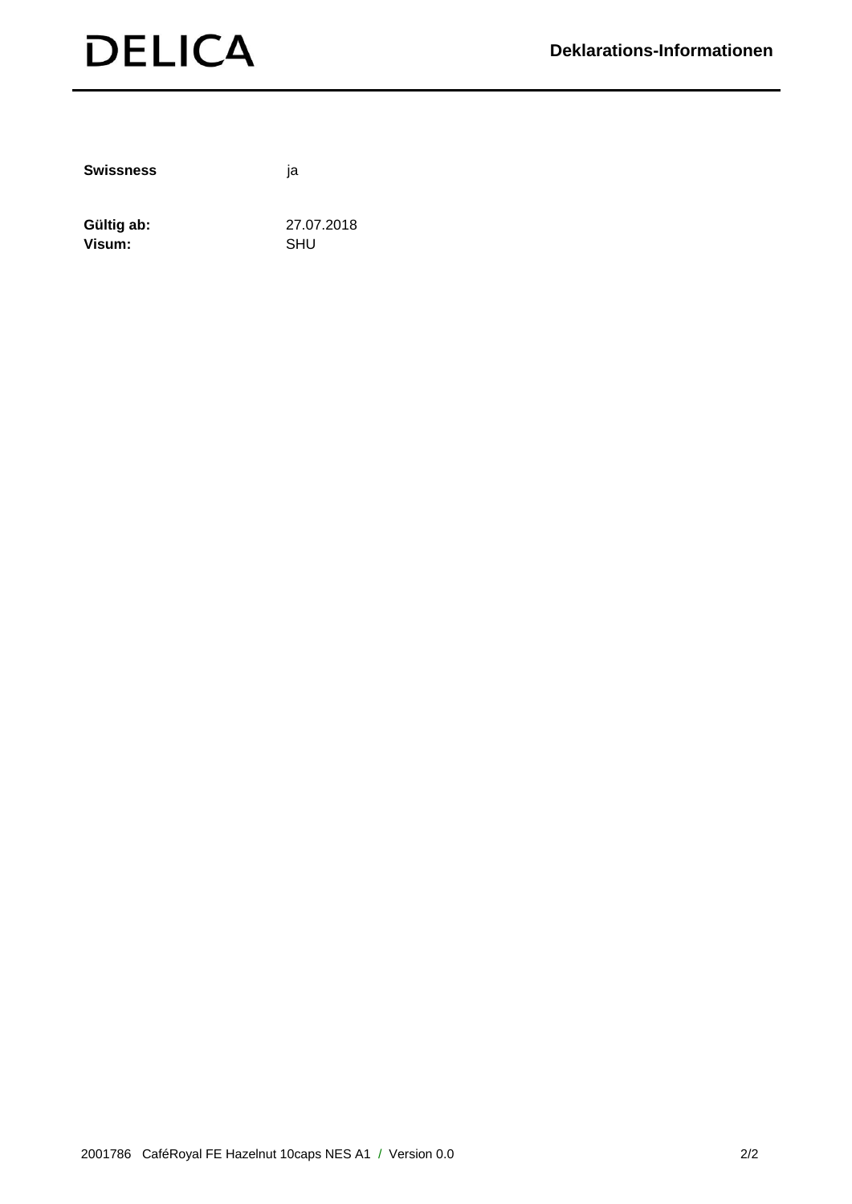| | |
|---|---|
| **Swissness** | ja |
| **Gültig ab:** | 27.07.2018 |
| **Visum:** | SHU |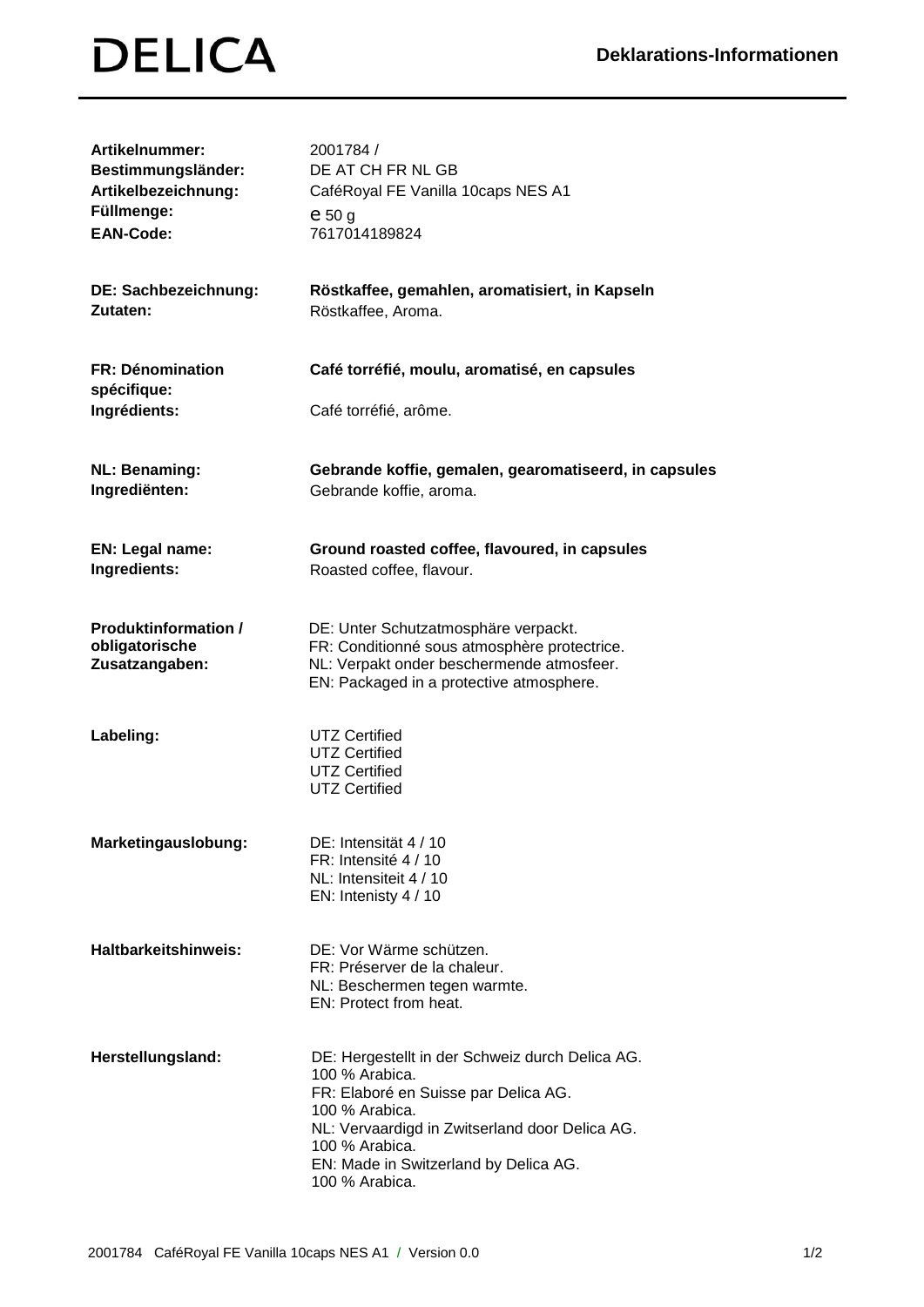DELICA

**Deklarations-Informationen**

| | |
|---|---|
| **Artikelnummer:** | 2001784 / |
| **Bestimmungsländer:** | DE AT CH FR NL GB |
| **Artikelbezeichnung:** | CaféRoyal FE Vanilla 10caps NES A1 |
| **Füllmenge:** | ℮ 50 g |
| **EAN-Code:** | 7617014189824 |

| | |
|---|---|
| **DE: Sachbezeichnung:** | **Röstkaffee, gemahlen, aromatisiert, in Kapseln** |
| **Zutaten:** | Röstkaffee, Aroma. |

| | |
|---|---|
| **FR: Dénomination spécifique:** | **Café torréfié, moulu, aromatisé, en capsules** |
| **Ingrédients:** | Café torréfié, arôme. |

| | |
|---|---|
| **NL: Benaming:** | **Gebrande koffie, gemalen, gearomatiseerd, in capsules** |
| **Ingrediënten:** | Gebrande koffie, aroma. |

| | |
|---|---|
| **EN: Legal name:** | **Ground roasted coffee, flavoured, in capsules** |
| **Ingredients:** | Roasted coffee, flavour. |

**Produktinformation / obligatorische Zusatzangaben:**

DE: Unter Schutzatmosphäre verpackt.
FR: Conditionné sous atmosphère protectrice.
NL: Verpakt onder beschermende atmosfeer.
EN: Packaged in a protective atmosphere.

**Labeling:**

UTZ Certified
UTZ Certified
UTZ Certified
UTZ Certified

**Marketingauslobung:**

DE: Intensität 4 / 10
FR: Intensité 4 / 10
NL: Intensiteit 4 / 10
EN: Intenisty 4 / 10

**Haltbarkeitshinweis:**

DE: Vor Wärme schützen.
FR: Préserver de la chaleur.
NL: Beschermen tegen warmte.
EN: Protect from heat.

**Herstellungsland:**

DE: Hergestellt in der Schweiz durch Delica AG.
100 % Arabica.
FR: Elaboré en Suisse par Delica AG.
100 % Arabica.
NL: Vervaardigd in Zwitserland door Delica AG.
100 % Arabica.
EN: Made in Switzerland by Delica AG.
100 % Arabica.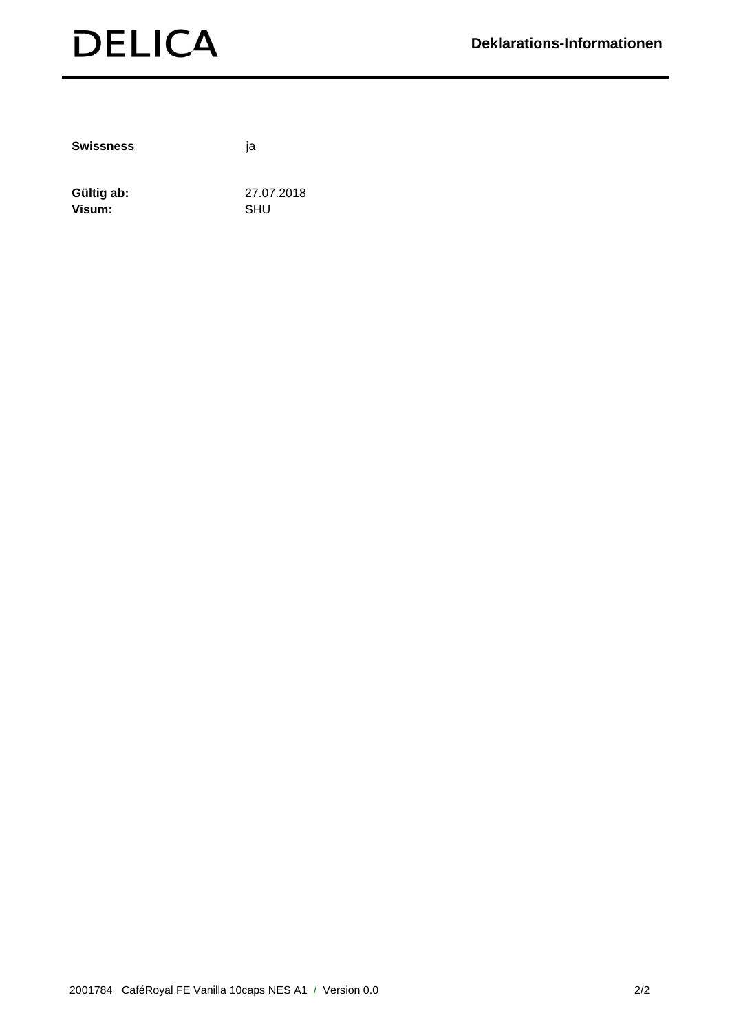**Swissness** ja

**Gültig ab:** 27.07.2018
**Visum:** SHU